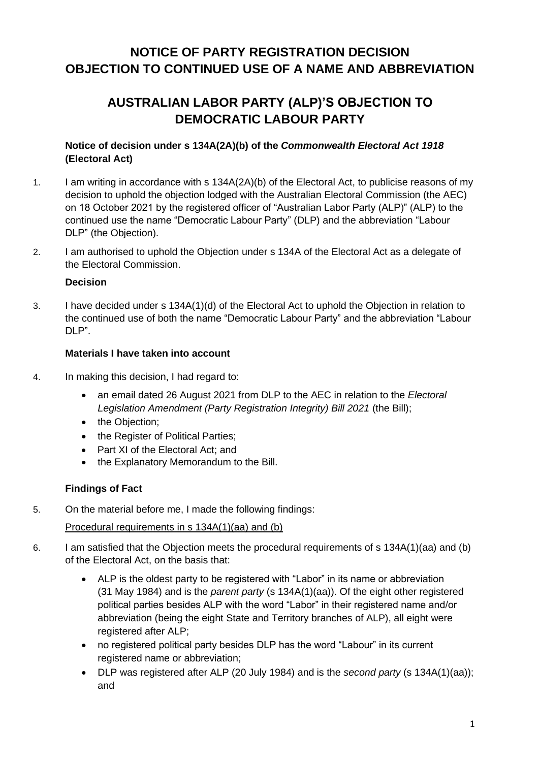# NOTICE OF PARTY REGISTRATION DECISION OBJECTION TO CONTINUED USE OF A NAME AND ABBREVIATION

# AUSTRALIAN LABOR PARTY (ALP)'S OBJECTION TO DEMOCRATIC LABOUR PARTY

**Notice of decision under s 134A(2A)(b) of the *Commonwealth Electoral Act 1918* (Electoral Act)**

1. I am writing in accordance with s 134A(2A)(b) of the Electoral Act, to publicise reasons of my decision to uphold the objection lodged with the Australian Electoral Commission (the AEC) on 18 October 2021 by the registered officer of "Australian Labor Party (ALP)" (ALP) to the continued use the name "Democratic Labour Party" (DLP) and the abbreviation "Labour DLP" (the Objection).

2. I am authorised to uphold the Objection under s 134A of the Electoral Act as a delegate of the Electoral Commission.

**Decision**

3. I have decided under s 134A(1)(d) of the Electoral Act to uphold the Objection in relation to the continued use of both the name "Democratic Labour Party" and the abbreviation "Labour DLP".

**Materials I have taken into account**

4. In making this decision, I had regard to:
   - an email dated 26 August 2021 from DLP to the AEC in relation to the *Electoral Legislation Amendment (Party Registration Integrity) Bill 2021* (the Bill);
   - the Objection;
   - the Register of Political Parties;
   - Part XI of the Electoral Act; and
   - the Explanatory Memorandum to the Bill.

**Findings of Fact**

5. On the material before me, I made the following findings:

   Procedural requirements in s 134A(1)(aa) and (b)

6. I am satisfied that the Objection meets the procedural requirements of s 134A(1)(aa) and (b) of the Electoral Act, on the basis that:
   - ALP is the oldest party to be registered with "Labor" in its name or abbreviation (31 May 1984) and is the *parent party* (s 134A(1)(aa)). Of the eight other registered political parties besides ALP with the word "Labor" in their registered name and/or abbreviation (being the eight State and Territory branches of ALP), all eight were registered after ALP;
   - no registered political party besides DLP has the word "Labour" in its current registered name or abbreviation;
   - DLP was registered after ALP (20 July 1984) and is the *second party* (s 134A(1)(aa)); and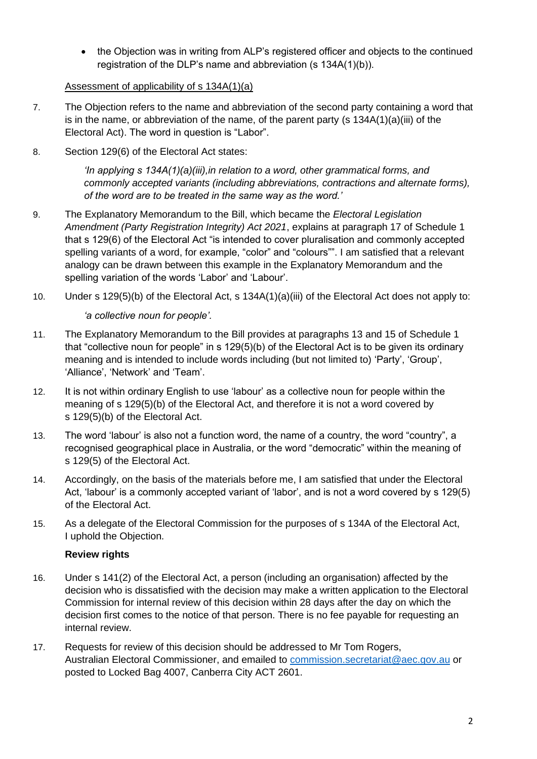- the Objection was in writing from ALP's registered officer and objects to the continued registration of the DLP's name and abbreviation (s 134A(1)(b)).

Assessment of applicability of s 134A(1)(a)

7. The Objection refers to the name and abbreviation of the second party containing a word that is in the name, or abbreviation of the name, of the parent party (s 134A(1)(a)(iii) of the Electoral Act). The word in question is "Labor".

8. Section 129(6) of the Electoral Act states:

   *'In applying s 134A(1)(a)(iii),in relation to a word, other grammatical forms, and commonly accepted variants (including abbreviations, contractions and alternate forms), of the word are to be treated in the same way as the word.'*

9. The Explanatory Memorandum to the Bill, which became the *Electoral Legislation Amendment (Party Registration Integrity) Act 2021*, explains at paragraph 17 of Schedule 1 that s 129(6) of the Electoral Act "is intended to cover pluralisation and commonly accepted spelling variants of a word, for example, "color" and "colours"". I am satisfied that a relevant analogy can be drawn between this example in the Explanatory Memorandum and the spelling variation of the words 'Labor' and 'Labour'.

10. Under s 129(5)(b) of the Electoral Act, s 134A(1)(a)(iii) of the Electoral Act does not apply to:

    *'a collective noun for people'.*

11. The Explanatory Memorandum to the Bill provides at paragraphs 13 and 15 of Schedule 1 that "collective noun for people" in s 129(5)(b) of the Electoral Act is to be given its ordinary meaning and is intended to include words including (but not limited to) 'Party', 'Group', 'Alliance', 'Network' and 'Team'.

12. It is not within ordinary English to use 'labour' as a collective noun for people within the meaning of s 129(5)(b) of the Electoral Act, and therefore it is not a word covered by s 129(5)(b) of the Electoral Act.

13. The word 'labour' is also not a function word, the name of a country, the word "country", a recognised geographical place in Australia, or the word "democratic" within the meaning of s 129(5) of the Electoral Act.

14. Accordingly, on the basis of the materials before me, I am satisfied that under the Electoral Act, 'labour' is a commonly accepted variant of 'labor', and is not a word covered by s 129(5) of the Electoral Act.

15. As a delegate of the Electoral Commission for the purposes of s 134A of the Electoral Act, I uphold the Objection.

**Review rights**

16. Under s 141(2) of the Electoral Act, a person (including an organisation) affected by the decision who is dissatisfied with the decision may make a written application to the Electoral Commission for internal review of this decision within 28 days after the day on which the decision first comes to the notice of that person. There is no fee payable for requesting an internal review.

17. Requests for review of this decision should be addressed to Mr Tom Rogers, Australian Electoral Commissioner, and emailed to commission.secretariat@aec.gov.au or posted to Locked Bag 4007, Canberra City ACT 2601.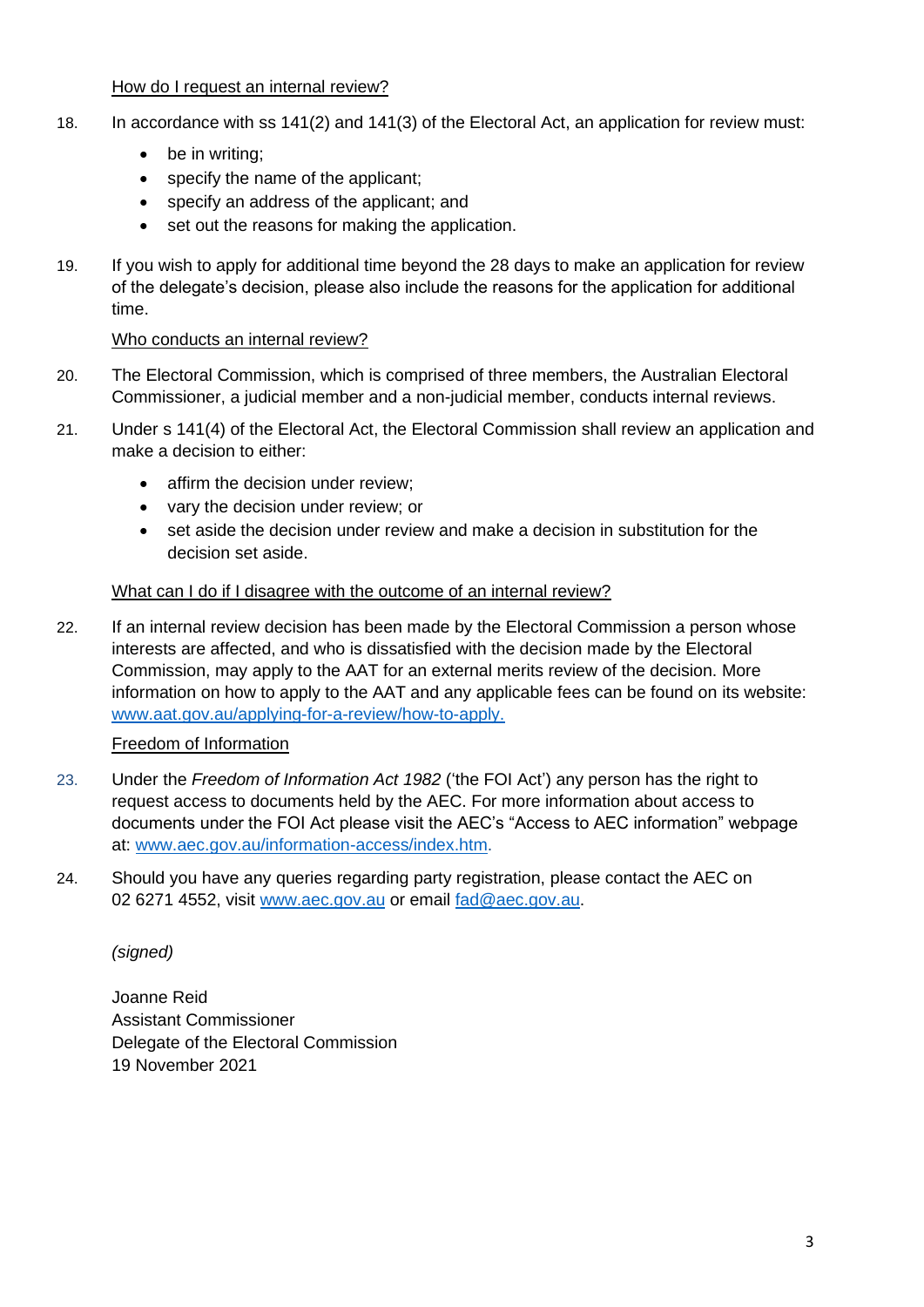How do I request an internal review?

18. In accordance with ss 141(2) and 141(3) of the Electoral Act, an application for review must:

    - be in writing;
    - specify the name of the applicant;
    - specify an address of the applicant; and
    - set out the reasons for making the application.

19. If you wish to apply for additional time beyond the 28 days to make an application for review of the delegate's decision, please also include the reasons for the application for additional time.

Who conducts an internal review?

20. The Electoral Commission, which is comprised of three members, the Australian Electoral Commissioner, a judicial member and a non-judicial member, conducts internal reviews.

21. Under s 141(4) of the Electoral Act, the Electoral Commission shall review an application and make a decision to either:

    - affirm the decision under review;
    - vary the decision under review; or
    - set aside the decision under review and make a decision in substitution for the decision set aside.

What can I do if I disagree with the outcome of an internal review?

22. If an internal review decision has been made by the Electoral Commission a person whose interests are affected, and who is dissatisfied with the decision made by the Electoral Commission, may apply to the AAT for an external merits review of the decision. More information on how to apply to the AAT and any applicable fees can be found on its website: www.aat.gov.au/applying-for-a-review/how-to-apply.

Freedom of Information

23. Under the *Freedom of Information Act 1982* ('the FOI Act') any person has the right to request access to documents held by the AEC. For more information about access to documents under the FOI Act please visit the AEC's "Access to AEC information" webpage at: www.aec.gov.au/information-access/index.htm.

24. Should you have any queries regarding party registration, please contact the AEC on 02 6271 4552, visit www.aec.gov.au or email fad@aec.gov.au.

*(signed)*

Joanne Reid
Assistant Commissioner
Delegate of the Electoral Commission
19 November 2021